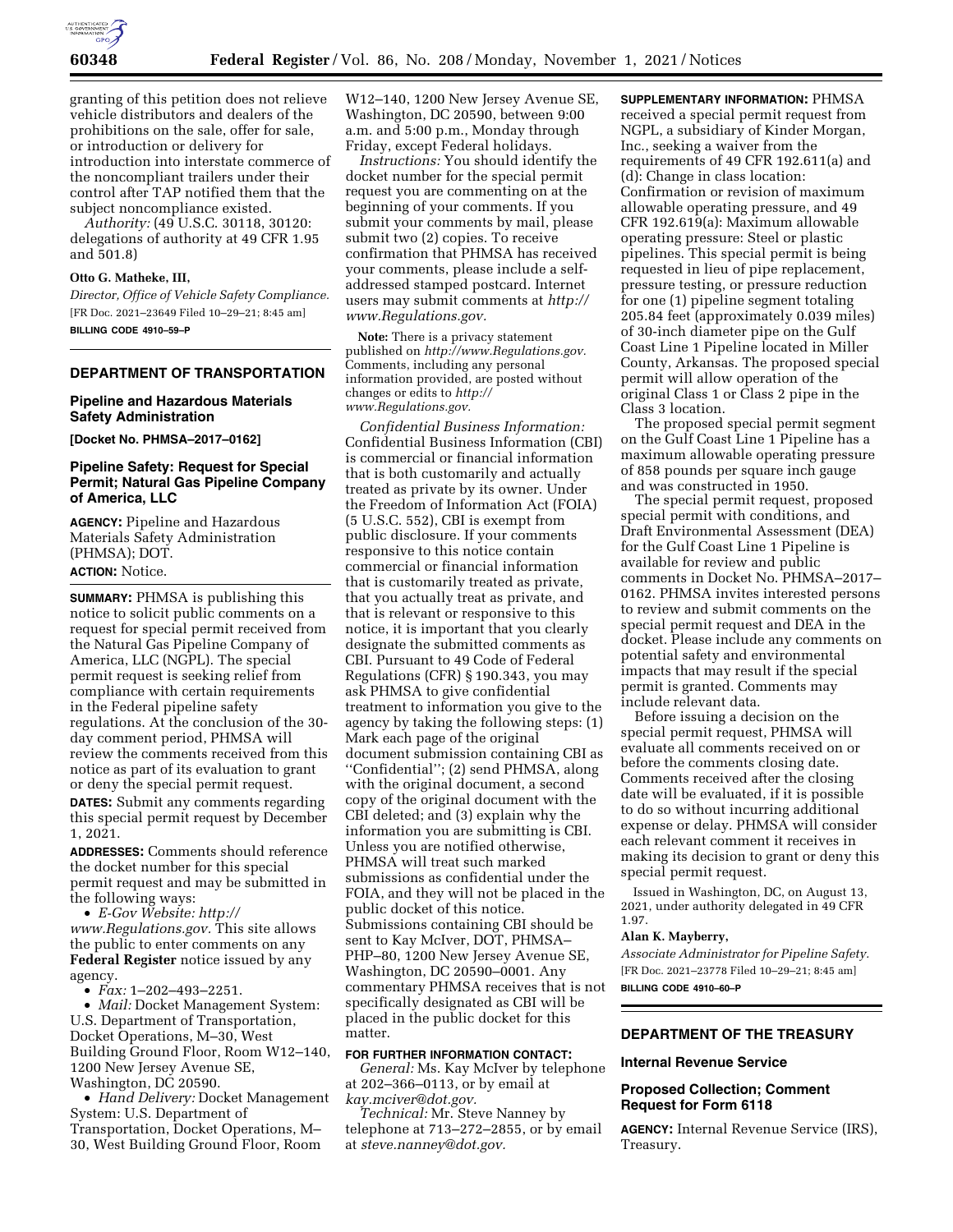granting of this petition does not relieve vehicle distributors and dealers of the prohibitions on the sale, offer for sale, or introduction or delivery for introduction into interstate commerce of the noncompliant trailers under their control after TAP notified them that the subject noncompliance existed.

*Authority:* (49 U.S.C. 30118, 30120: delegations of authority at 49 CFR 1.95 and 501.8)

**Otto G. Matheke, III,**

*Director, Office of Vehicle Safety Compliance.*

[FR Doc. 2021–23649 Filed 10–29–21; 8:45 am]

**BILLING CODE 4910–59–P**

## DEPARTMENT OF TRANSPORTATION

### Pipeline and Hazardous Materials Safety Administration

**[Docket No. PHMSA–2017–0162]**

### Pipeline Safety: Request for Special Permit; Natural Gas Pipeline Company of America, LLC

**AGENCY:** Pipeline and Hazardous Materials Safety Administration (PHMSA); DOT.

**ACTION:** Notice.

**SUMMARY:** PHMSA is publishing this notice to solicit public comments on a request for special permit received from the Natural Gas Pipeline Company of America, LLC (NGPL). The special permit request is seeking relief from compliance with certain requirements in the Federal pipeline safety regulations. At the conclusion of the 30-day comment period, PHMSA will review the comments received from this notice as part of its evaluation to grant or deny the special permit request.

**DATES:** Submit any comments regarding this special permit request by December 1, 2021.

**ADDRESSES:** Comments should reference the docket number for this special permit request and may be submitted in the following ways:

- *E-Gov Website: http://www.Regulations.gov.* This site allows the public to enter comments on any **Federal Register** notice issued by any agency.
- *Fax:* 1–202–493–2251.
- *Mail:* Docket Management System: U.S. Department of Transportation, Docket Operations, M–30, West Building Ground Floor, Room W12–140, 1200 New Jersey Avenue SE, Washington, DC 20590.
- *Hand Delivery:* Docket Management System: U.S. Department of Transportation, Docket Operations, M–30, West Building Ground Floor, Room W12–140, 1200 New Jersey Avenue SE, Washington, DC 20590, between 9:00 a.m. and 5:00 p.m., Monday through Friday, except Federal holidays.

*Instructions:* You should identify the docket number for the special permit request you are commenting on at the beginning of your comments. If you submit your comments by mail, please submit two (2) copies. To receive confirmation that PHMSA has received your comments, please include a self-addressed stamped postcard. Internet users may submit comments at *http://www.Regulations.gov.*

**Note:** There is a privacy statement published on *http://www.Regulations.gov.* Comments, including any personal information provided, are posted without changes or edits to *http://www.Regulations.gov.*

*Confidential Business Information:* Confidential Business Information (CBI) is commercial or financial information that is both customarily and actually treated as private by its owner. Under the Freedom of Information Act (FOIA) (5 U.S.C. 552), CBI is exempt from public disclosure. If your comments responsive to this notice contain commercial or financial information that is customarily treated as private, that you actually treat as private, and that is relevant or responsive to this notice, it is important that you clearly designate the submitted comments as CBI. Pursuant to 49 Code of Federal Regulations (CFR) § 190.343, you may ask PHMSA to give confidential treatment to information you give to the agency by taking the following steps: (1) Mark each page of the original document submission containing CBI as ''Confidential''; (2) send PHMSA, along with the original document, a second copy of the original document with the CBI deleted; and (3) explain why the information you are submitting is CBI. Unless you are notified otherwise, PHMSA will treat such marked submissions as confidential under the FOIA, and they will not be placed in the public docket of this notice. Submissions containing CBI should be sent to Kay McIver, DOT, PHMSA–PHP–80, 1200 New Jersey Avenue SE, Washington, DC 20590–0001. Any commentary PHMSA receives that is not specifically designated as CBI will be placed in the public docket for this matter.

**FOR FURTHER INFORMATION CONTACT:**

*General:* Ms. Kay McIver by telephone at 202–366–0113, or by email at *kay.mciver@dot.gov.*

*Technical:* Mr. Steve Nanney by telephone at 713–272–2855, or by email at *steve.nanney@dot.gov.*

**SUPPLEMENTARY INFORMATION:** PHMSA received a special permit request from NGPL, a subsidiary of Kinder Morgan, Inc., seeking a waiver from the requirements of 49 CFR 192.611(a) and (d): Change in class location: Confirmation or revision of maximum allowable operating pressure, and 49 CFR 192.619(a): Maximum allowable operating pressure: Steel or plastic pipelines. This special permit is being requested in lieu of pipe replacement, pressure testing, or pressure reduction for one (1) pipeline segment totaling 205.84 feet (approximately 0.039 miles) of 30-inch diameter pipe on the Gulf Coast Line 1 Pipeline located in Miller County, Arkansas. The proposed special permit will allow operation of the original Class 1 or Class 2 pipe in the Class 3 location.

The proposed special permit segment on the Gulf Coast Line 1 Pipeline has a maximum allowable operating pressure of 858 pounds per square inch gauge and was constructed in 1950.

The special permit request, proposed special permit with conditions, and Draft Environmental Assessment (DEA) for the Gulf Coast Line 1 Pipeline is available for review and public comments in Docket No. PHMSA–2017–0162. PHMSA invites interested persons to review and submit comments on the special permit request and DEA in the docket. Please include any comments on potential safety and environmental impacts that may result if the special permit is granted. Comments may include relevant data.

Before issuing a decision on the special permit request, PHMSA will evaluate all comments received on or before the comments closing date. Comments received after the closing date will be evaluated, if it is possible to do so without incurring additional expense or delay. PHMSA will consider each relevant comment it receives in making its decision to grant or deny this special permit request.

Issued in Washington, DC, on August 13, 2021, under authority delegated in 49 CFR 1.97.

**Alan K. Mayberry,**

*Associate Administrator for Pipeline Safety.*

[FR Doc. 2021–23778 Filed 10–29–21; 8:45 am]

**BILLING CODE 4910–60–P**

## DEPARTMENT OF THE TREASURY

### Internal Revenue Service

### Proposed Collection; Comment Request for Form 6118

**AGENCY:** Internal Revenue Service (IRS), Treasury.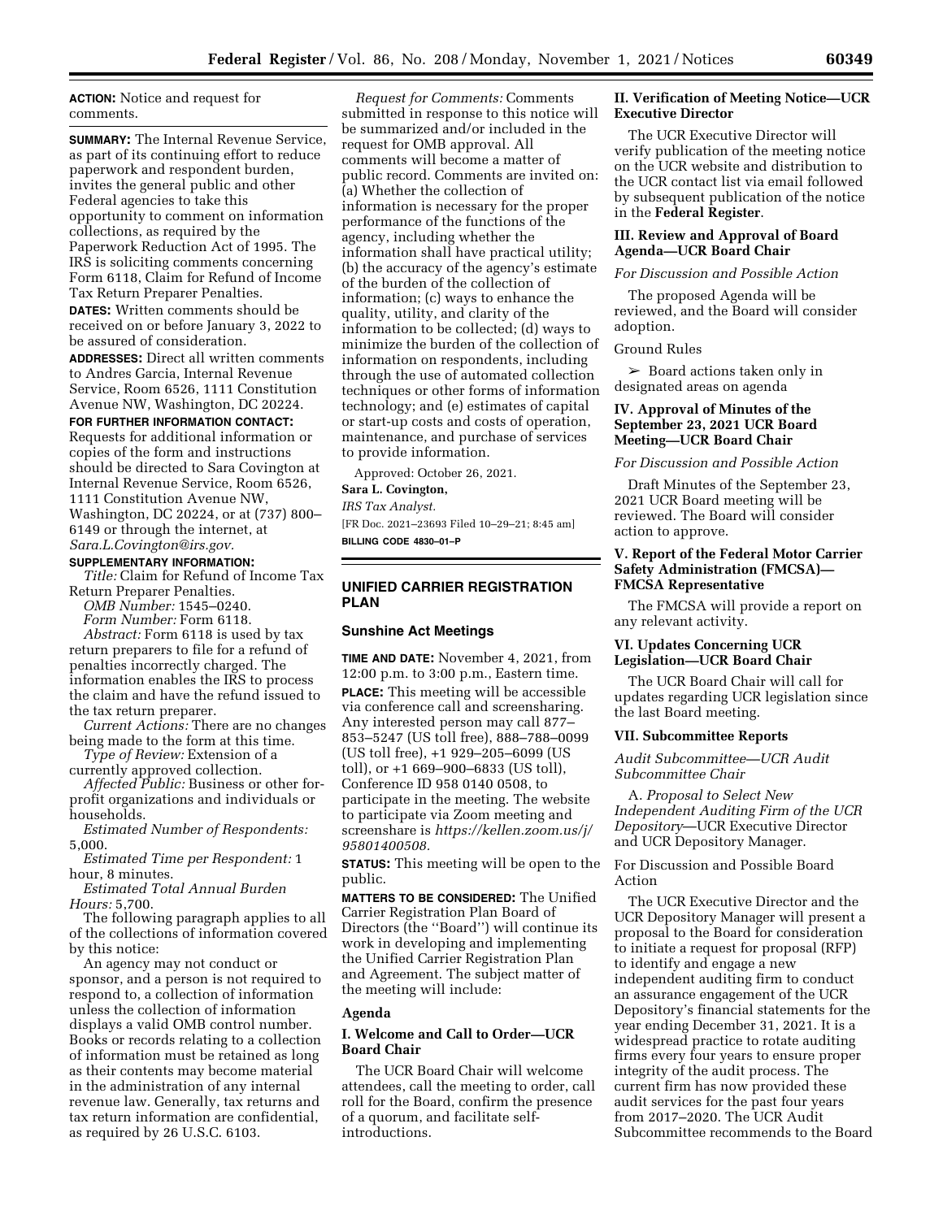**ACTION:** Notice and request for comments.

**SUMMARY:** The Internal Revenue Service, as part of its continuing effort to reduce paperwork and respondent burden, invites the general public and other Federal agencies to take this opportunity to comment on information collections, as required by the Paperwork Reduction Act of 1995. The IRS is soliciting comments concerning Form 6118, Claim for Refund of Income Tax Return Preparer Penalties.

**DATES:** Written comments should be received on or before January 3, 2022 to be assured of consideration.

**ADDRESSES:** Direct all written comments to Andres Garcia, Internal Revenue Service, Room 6526, 1111 Constitution Avenue NW, Washington, DC 20224.

**FOR FURTHER INFORMATION CONTACT:** Requests for additional information or copies of the form and instructions should be directed to Sara Covington at Internal Revenue Service, Room 6526, 1111 Constitution Avenue NW, Washington, DC 20224, or at (737) 800–6149 or through the internet, at *Sara.L.Covington@irs.gov.*

**SUPPLEMENTARY INFORMATION:**

*Title:* Claim for Refund of Income Tax Return Preparer Penalties.

*OMB Number:* 1545–0240.

*Form Number:* Form 6118.

*Abstract:* Form 6118 is used by tax return preparers to file for a refund of penalties incorrectly charged. The information enables the IRS to process the claim and have the refund issued to the tax return preparer.

*Current Actions:* There are no changes being made to the form at this time.

*Type of Review:* Extension of a currently approved collection.

*Affected Public:* Business or other for-profit organizations and individuals or households.

*Estimated Number of Respondents:* 5,000.

*Estimated Time per Respondent:* 1 hour, 8 minutes.

*Estimated Total Annual Burden Hours:* 5,700.

The following paragraph applies to all of the collections of information covered by this notice:

An agency may not conduct or sponsor, and a person is not required to respond to, a collection of information unless the collection of information displays a valid OMB control number. Books or records relating to a collection of information must be retained as long as their contents may become material in the administration of any internal revenue law. Generally, tax returns and tax return information are confidential, as required by 26 U.S.C. 6103.

*Request for Comments:* Comments submitted in response to this notice will be summarized and/or included in the request for OMB approval. All comments will become a matter of public record. Comments are invited on: (a) Whether the collection of information is necessary for the proper performance of the functions of the agency, including whether the information shall have practical utility; (b) the accuracy of the agency's estimate of the burden of the collection of information; (c) ways to enhance the quality, utility, and clarity of the information to be collected; (d) ways to minimize the burden of the collection of information on respondents, including through the use of automated collection techniques or other forms of information technology; and (e) estimates of capital or start-up costs and costs of operation, maintenance, and purchase of services to provide information.

Approved: October 26, 2021.

**Sara L. Covington,**

*IRS Tax Analyst.*

[FR Doc. 2021–23693 Filed 10–29–21; 8:45 am]

**BILLING CODE 4830–01–P**

## UNIFIED CARRIER REGISTRATION PLAN

### Sunshine Act Meetings

**TIME AND DATE:** November 4, 2021, from 12:00 p.m. to 3:00 p.m., Eastern time.

**PLACE:** This meeting will be accessible via conference call and screensharing. Any interested person may call 877–853–5247 (US toll free), 888–788–0099 (US toll free), +1 929–205–6099 (US toll), or +1 669–900–6833 (US toll), Conference ID 958 0140 0508, to participate in the meeting. The website to participate via Zoom meeting and screenshare is *https://kellen.zoom.us/j/95801400508.*

**STATUS:** This meeting will be open to the public.

**MATTERS TO BE CONSIDERED:** The Unified Carrier Registration Plan Board of Directors (the ''Board'') will continue its work in developing and implementing the Unified Carrier Registration Plan and Agreement. The subject matter of the meeting will include:

#### Agenda

#### I. Welcome and Call to Order—UCR Board Chair

The UCR Board Chair will welcome attendees, call the meeting to order, call roll for the Board, confirm the presence of a quorum, and facilitate self-introductions.

#### II. Verification of Meeting Notice—UCR Executive Director

The UCR Executive Director will verify publication of the meeting notice on the UCR website and distribution to the UCR contact list via email followed by subsequent publication of the notice in the **Federal Register**.

#### III. Review and Approval of Board Agenda—UCR Board Chair

*For Discussion and Possible Action*

The proposed Agenda will be reviewed, and the Board will consider adoption.

Ground Rules

➢ Board actions taken only in designated areas on agenda

#### IV. Approval of Minutes of the September 23, 2021 UCR Board Meeting—UCR Board Chair

*For Discussion and Possible Action*

Draft Minutes of the September 23, 2021 UCR Board meeting will be reviewed. The Board will consider action to approve.

#### V. Report of the Federal Motor Carrier Safety Administration (FMCSA)—FMCSA Representative

The FMCSA will provide a report on any relevant activity.

#### VI. Updates Concerning UCR Legislation—UCR Board Chair

The UCR Board Chair will call for updates regarding UCR legislation since the last Board meeting.

#### VII. Subcommittee Reports

*Audit Subcommittee—UCR Audit Subcommittee Chair*

A. *Proposal to Select New Independent Auditing Firm of the UCR Depository*—UCR Executive Director and UCR Depository Manager.

For Discussion and Possible Board Action

The UCR Executive Director and the UCR Depository Manager will present a proposal to the Board for consideration to initiate a request for proposal (RFP) to identify and engage a new independent auditing firm to conduct an assurance engagement of the UCR Depository's financial statements for the year ending December 31, 2021. It is a widespread practice to rotate auditing firms every four years to ensure proper integrity of the audit process. The current firm has now provided these audit services for the past four years from 2017–2020. The UCR Audit Subcommittee recommends to the Board